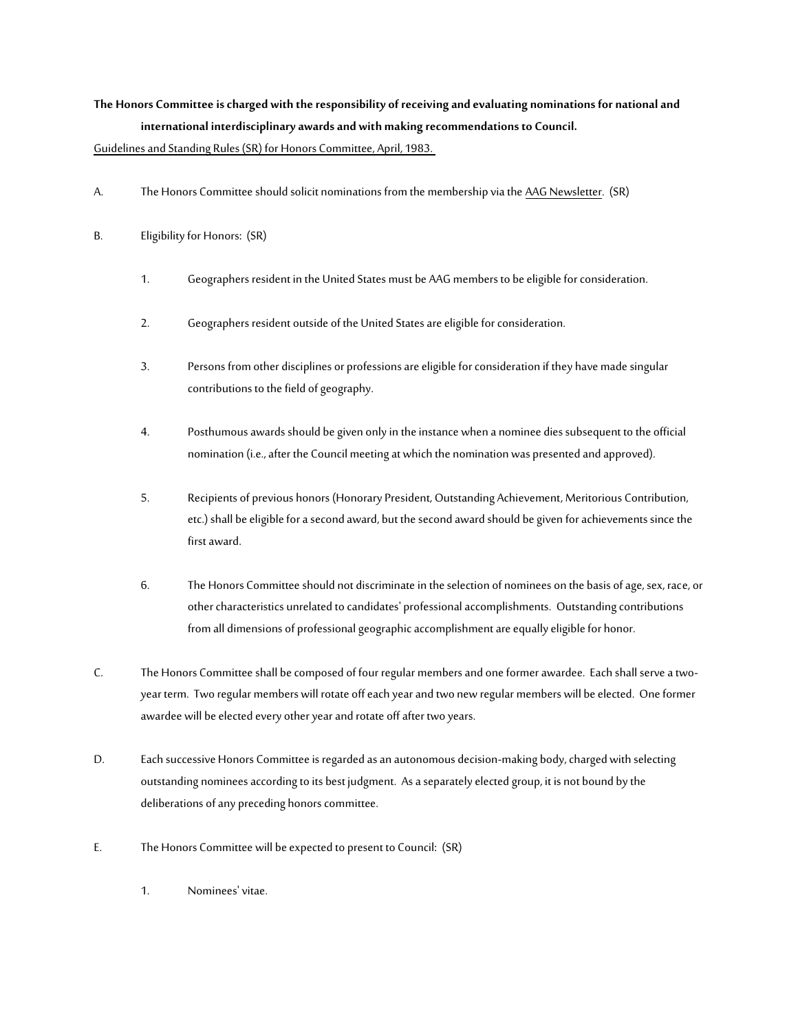**The Honors Committee is charged with the responsibility of receiving and evaluating nominations for national and international interdisciplinary awards and with making recommendations to Council.**

<u>Guidelines and Standing Rules (SR) for Honors Committee, April, 1983.</u>

A. The Honors Committee should solicit nominations from the membership via the <u>AAG Newsletter</u>. (SR)

B. Eligibility for Honors: (SR)

   1. Geographers resident in the United States must be AAG members to be eligible for consideration.

   2. Geographers resident outside of the United States are eligible for consideration.

   3. Persons from other disciplines or professions are eligible for consideration if they have made singular contributions to the field of geography.

   4. Posthumous awards should be given only in the instance when a nominee dies subsequent to the official nomination (i.e., after the Council meeting at which the nomination was presented and approved).

   5. Recipients of previous honors (Honorary President, Outstanding Achievement, Meritorious Contribution, etc.) shall be eligible for a second award, but the second award should be given for achievements since the first award.

   6. The Honors Committee should not discriminate in the selection of nominees on the basis of age, sex, race, or other characteristics unrelated to candidates' professional accomplishments. Outstanding contributions from all dimensions of professional geographic accomplishment are equally eligible for honor.

C. The Honors Committee shall be composed of four regular members and one former awardee. Each shall serve a two-year term. Two regular members will rotate off each year and two new regular members will be elected. One former awardee will be elected every other year and rotate off after two years.

D. Each successive Honors Committee is regarded as an autonomous decision-making body, charged with selecting outstanding nominees according to its best judgment. As a separately elected group, it is not bound by the deliberations of any preceding honors committee.

E. The Honors Committee will be expected to present to Council: (SR)

   1. Nominees' vitae.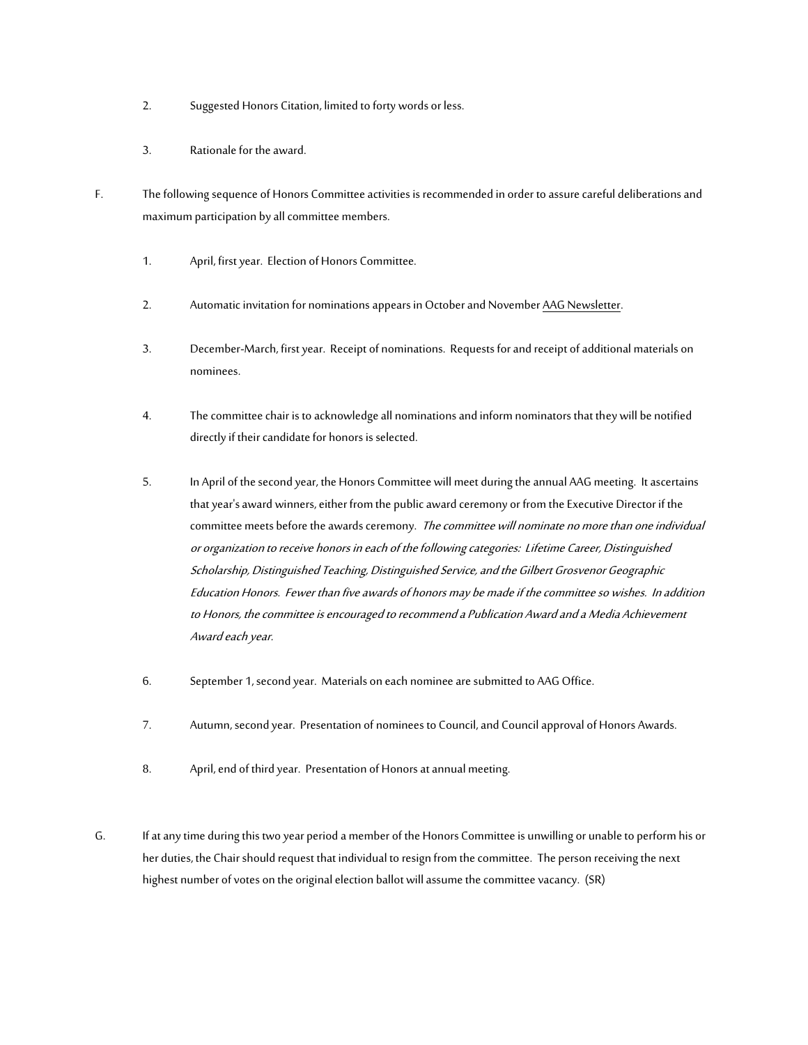2. Suggested Honors Citation, limited to forty words or less.

3. Rationale for the award.

F. The following sequence of Honors Committee activities is recommended in order to assure careful deliberations and maximum participation by all committee members.

1. April, first year. Election of Honors Committee.

2. Automatic invitation for nominations appears in October and November <u>AAG Newsletter</u>.

3. December-March, first year. Receipt of nominations. Requests for and receipt of additional materials on nominees.

4. The committee chair is to acknowledge all nominations and inform nominators that they will be notified directly if their candidate for honors is selected.

5. In April of the second year, the Honors Committee will meet during the annual AAG meeting. It ascertains that year's award winners, either from the public award ceremony or from the Executive Director if the committee meets before the awards ceremony. *The committee will nominate no more than one individual or organization to receive honors in each of the following categories: Lifetime Career, Distinguished Scholarship, Distinguished Teaching, Distinguished Service, and the Gilbert Grosvenor Geographic Education Honors. Fewer than five awards of honors may be made if the committee so wishes. In addition to Honors, the committee is encouraged to recommend a Publication Award and a Media Achievement Award each year.*

6. September 1, second year. Materials on each nominee are submitted to AAG Office.

7. Autumn, second year. Presentation of nominees to Council, and Council approval of Honors Awards.

8. April, end of third year. Presentation of Honors at annual meeting.

G. If at any time during this two year period a member of the Honors Committee is unwilling or unable to perform his or her duties, the Chair should request that individual to resign from the committee. The person receiving the next highest number of votes on the original election ballot will assume the committee vacancy. (SR)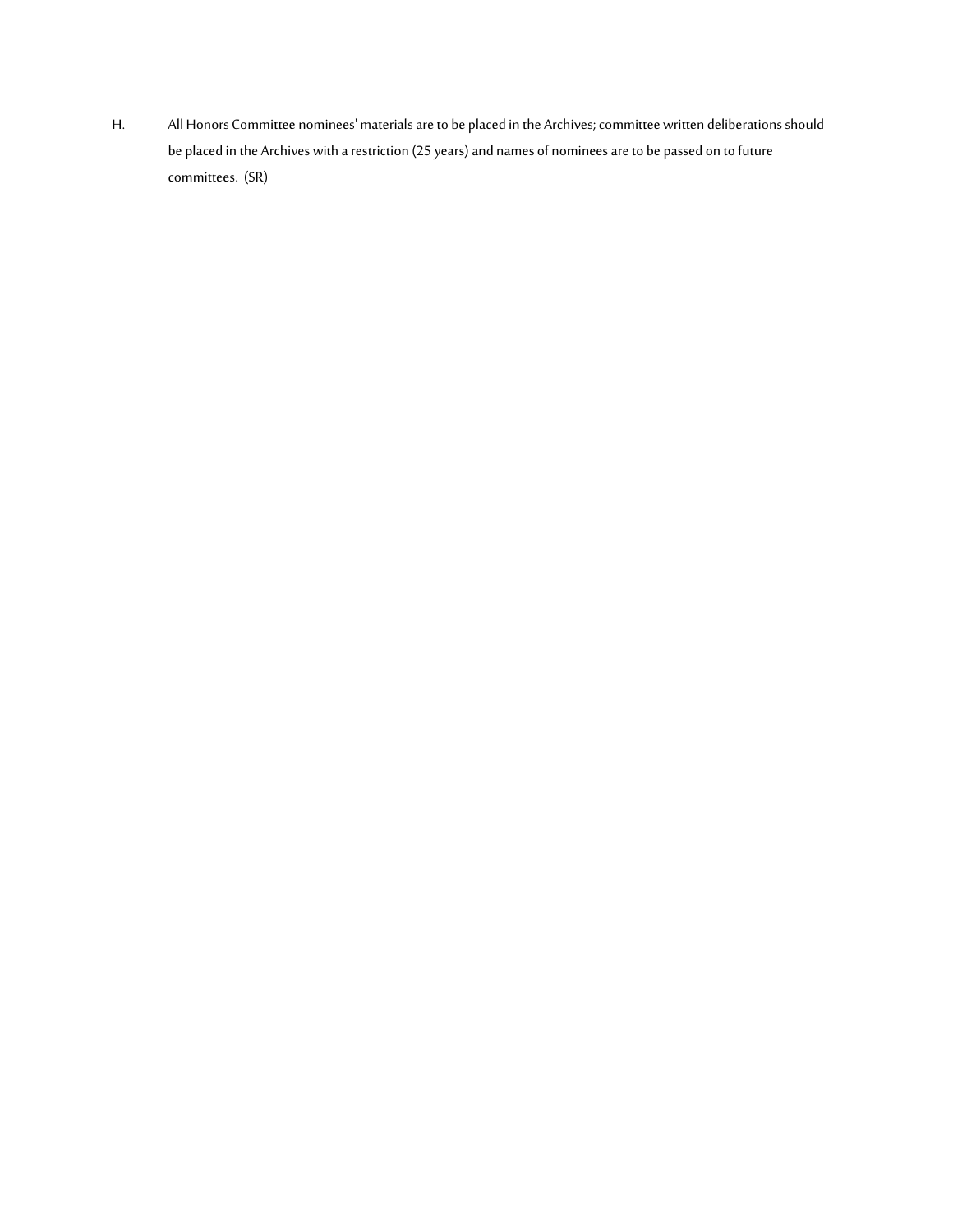H. All Honors Committee nominees' materials are to be placed in the Archives; committee written deliberations should be placed in the Archives with a restriction (25 years) and names of nominees are to be passed on to future committees. (SR)